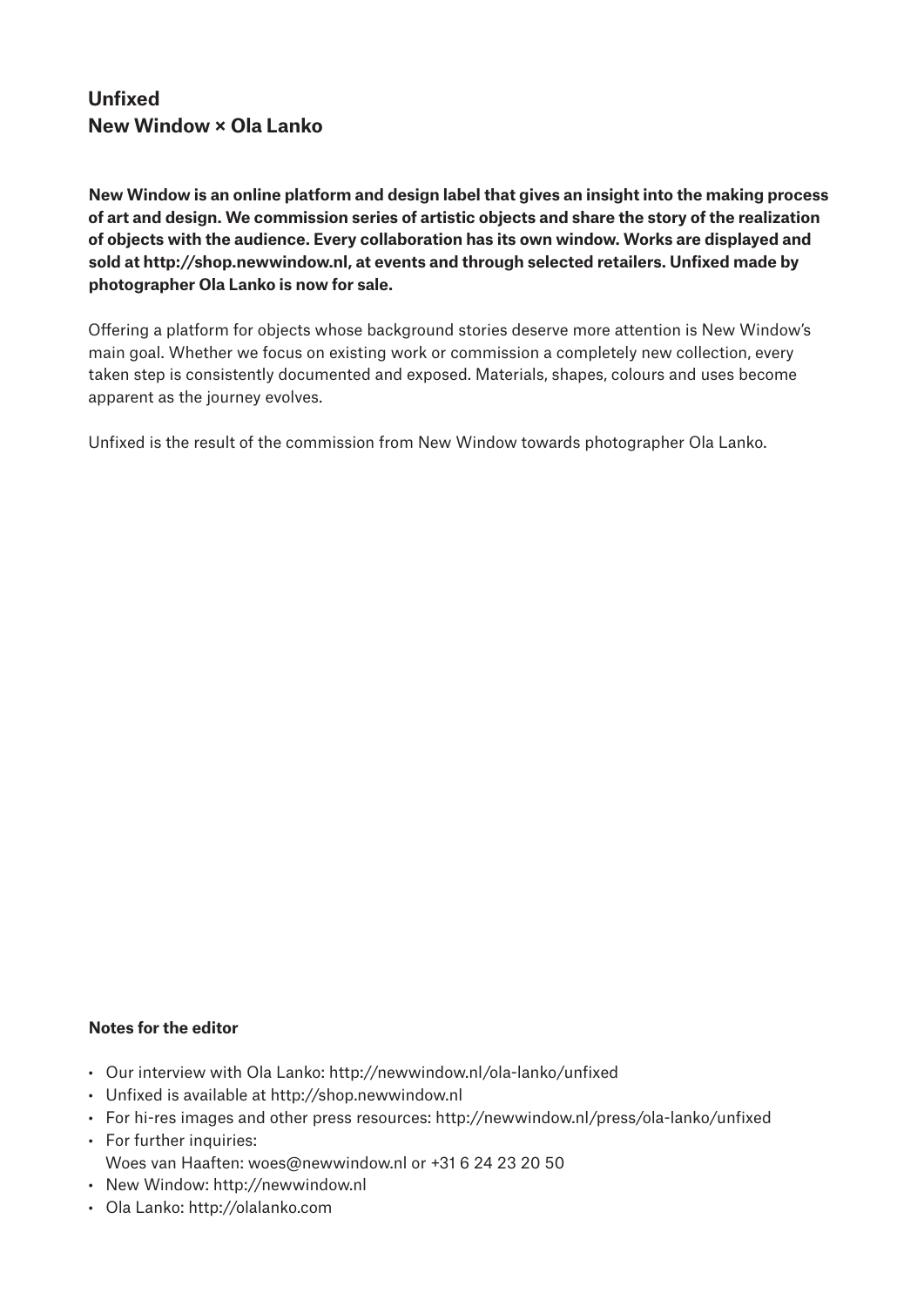# Unfixed
## New Window × Ola Lanko

**New Window is an online platform and design label that gives an insight into the making process of art and design. We commission series of artistic objects and share the story of the realization of objects with the audience. Every collaboration has its own window. Works are displayed and sold at http://shop.newwindow.nl, at events and through selected retailers. Unfixed made by photographer Ola Lanko is now for sale.**

Offering a platform for objects whose background stories deserve more attention is New Window's main goal. Whether we focus on existing work or commission a completely new collection, every taken step is consistently documented and exposed. Materials, shapes, colours and uses become apparent as the journey evolves.

Unfixed is the result of the commission from New Window towards photographer Ola Lanko.

**Notes for the editor**

- Our interview with Ola Lanko: http://newwindow.nl/ola-lanko/unfixed
- Unfixed is available at http://shop.newwindow.nl
- For hi-res images and other press resources: http://newwindow.nl/press/ola-lanko/unfixed
- For further inquiries:
  Woes van Haaften: woes@newwindow.nl or +31 6 24 23 20 50
- New Window: http://newwindow.nl
- Ola Lanko: http://olalanko.com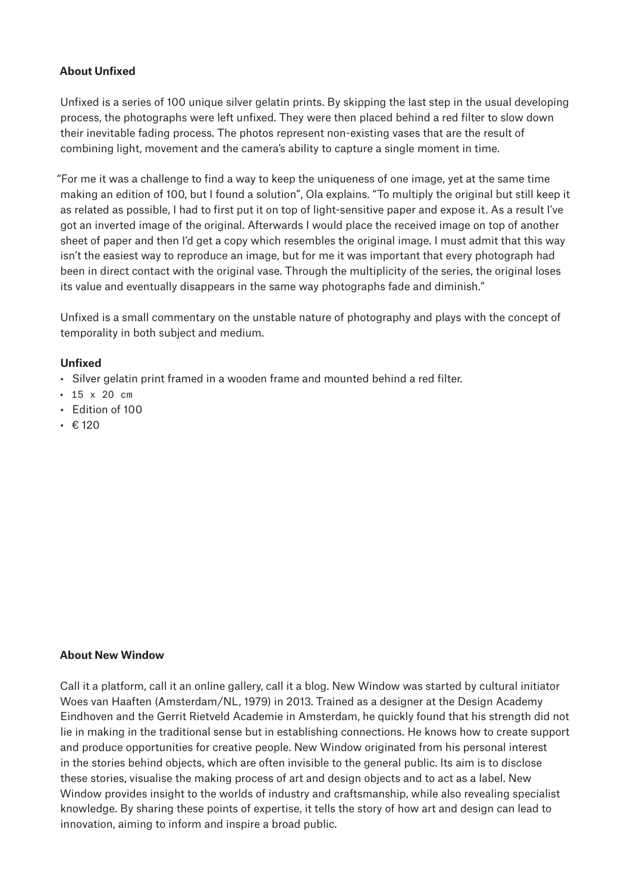## About Unfixed

Unfixed is a series of 100 unique silver gelatin prints. By skipping the last step in the usual developing process, the photographs were left unfixed. They were then placed behind a red filter to slow down their inevitable fading process. The photos represent non-existing vases that are the result of combining light, movement and the camera's ability to capture a single moment in time.

"For me it was a challenge to find a way to keep the uniqueness of one image, yet at the same time making an edition of 100, but I found a solution", Ola explains. "To multiply the original but still keep it as related as possible, I had to first put it on top of light-sensitive paper and expose it. As a result I've got an inverted image of the original. Afterwards I would place the received image on top of another sheet of paper and then I'd get a copy which resembles the original image. I must admit that this way isn't the easiest way to reproduce an image, but for me it was important that every photograph had been in direct contact with the original vase. Through the multiplicity of the series, the original loses its value and eventually disappears in the same way photographs fade and diminish."

Unfixed is a small commentary on the unstable nature of photography and plays with the concept of temporality in both subject and medium.

### Unfixed

- Silver gelatin print framed in a wooden frame and mounted behind a red filter.
- 15 x 20 cm
- Edition of 100
- € 120

## About New Window

Call it a platform, call it an online gallery, call it a blog. New Window was started by cultural initiator Woes van Haaften (Amsterdam/NL, 1979) in 2013. Trained as a designer at the Design Academy Eindhoven and the Gerrit Rietveld Academie in Amsterdam, he quickly found that his strength did not lie in making in the traditional sense but in establishing connections. He knows how to create support and produce opportunities for creative people. New Window originated from his personal interest in the stories behind objects, which are often invisible to the general public. Its aim is to disclose these stories, visualise the making process of art and design objects and to act as a label. New Window provides insight to the worlds of industry and craftsmanship, while also revealing specialist knowledge. By sharing these points of expertise, it tells the story of how art and design can lead to innovation, aiming to inform and inspire a broad public.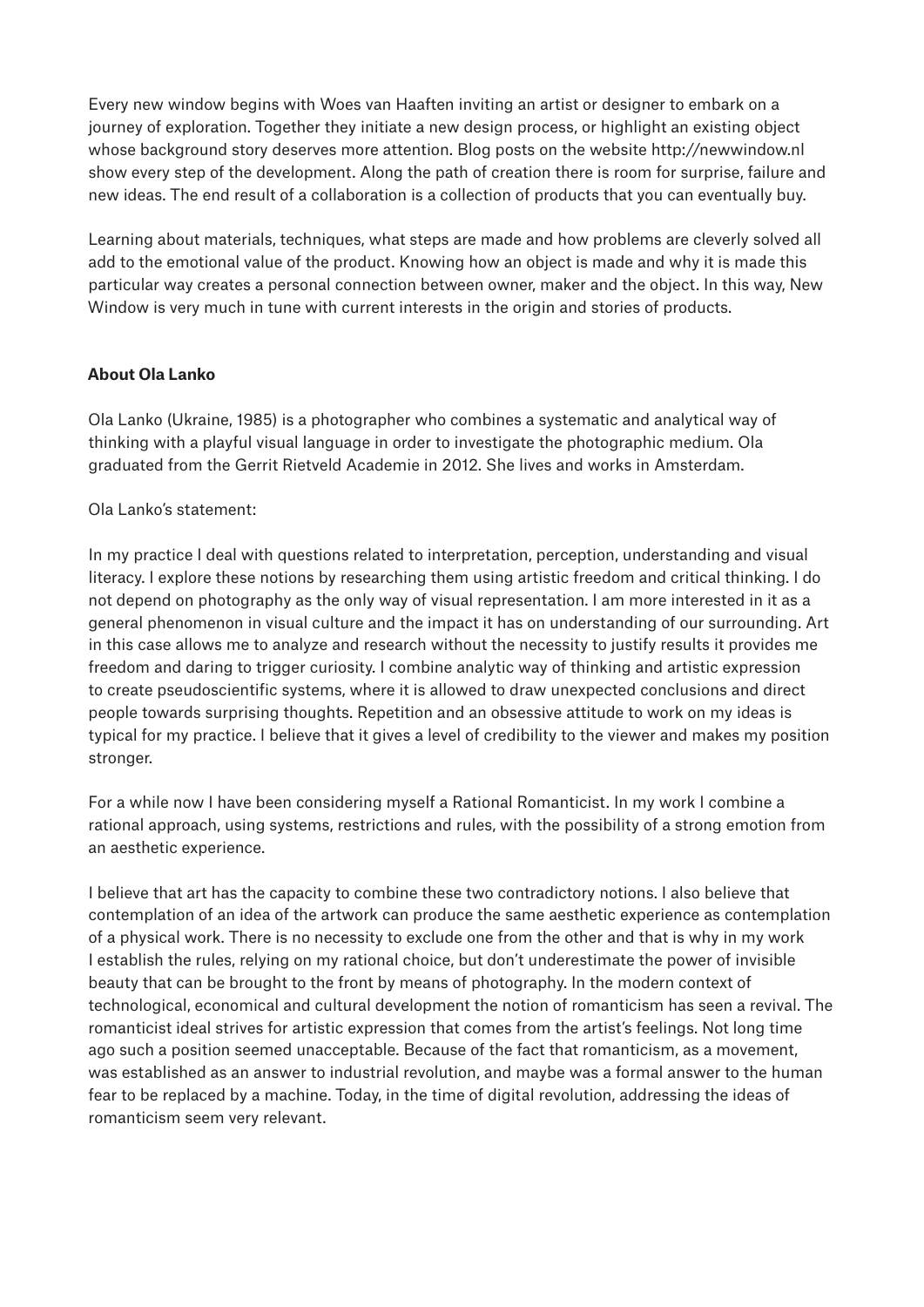Every new window begins with Woes van Haaften inviting an artist or designer to embark on a journey of exploration. Together they initiate a new design process, or highlight an existing object whose background story deserves more attention. Blog posts on the website http://newwindow.nl show every step of the development. Along the path of creation there is room for surprise, failure and new ideas. The end result of a collaboration is a collection of products that you can eventually buy.

Learning about materials, techniques, what steps are made and how problems are cleverly solved all add to the emotional value of the product. Knowing how an object is made and why it is made this particular way creates a personal connection between owner, maker and the object. In this way, New Window is very much in tune with current interests in the origin and stories of products.

**About Ola Lanko**

Ola Lanko (Ukraine, 1985) is a photographer who combines a systematic and analytical way of thinking with a playful visual language in order to investigate the photographic medium. Ola graduated from the Gerrit Rietveld Academie in 2012. She lives and works in Amsterdam.

Ola Lanko's statement:

In my practice I deal with questions related to interpretation, perception, understanding and visual literacy. I explore these notions by researching them using artistic freedom and critical thinking. I do not depend on photography as the only way of visual representation. I am more interested in it as a general phenomenon in visual culture and the impact it has on understanding of our surrounding. Art in this case allows me to analyze and research without the necessity to justify results it provides me freedom and daring to trigger curiosity. I combine analytic way of thinking and artistic expression to create pseudoscientific systems, where it is allowed to draw unexpected conclusions and direct people towards surprising thoughts. Repetition and an obsessive attitude to work on my ideas is typical for my practice. I believe that it gives a level of credibility to the viewer and makes my position stronger.

For a while now I have been considering myself a Rational Romanticist. In my work I combine a rational approach, using systems, restrictions and rules, with the possibility of a strong emotion from an aesthetic experience.

I believe that art has the capacity to combine these two contradictory notions. I also believe that contemplation of an idea of the artwork can produce the same aesthetic experience as contemplation of a physical work. There is no necessity to exclude one from the other and that is why in my work I establish the rules, relying on my rational choice, but don't underestimate the power of invisible beauty that can be brought to the front by means of photography. In the modern context of technological, economical and cultural development the notion of romanticism has seen a revival. The romanticist ideal strives for artistic expression that comes from the artist's feelings. Not long time ago such a position seemed unacceptable. Because of the fact that romanticism, as a movement, was established as an answer to industrial revolution, and maybe was a formal answer to the human fear to be replaced by a machine. Today, in the time of digital revolution, addressing the ideas of romanticism seem very relevant.